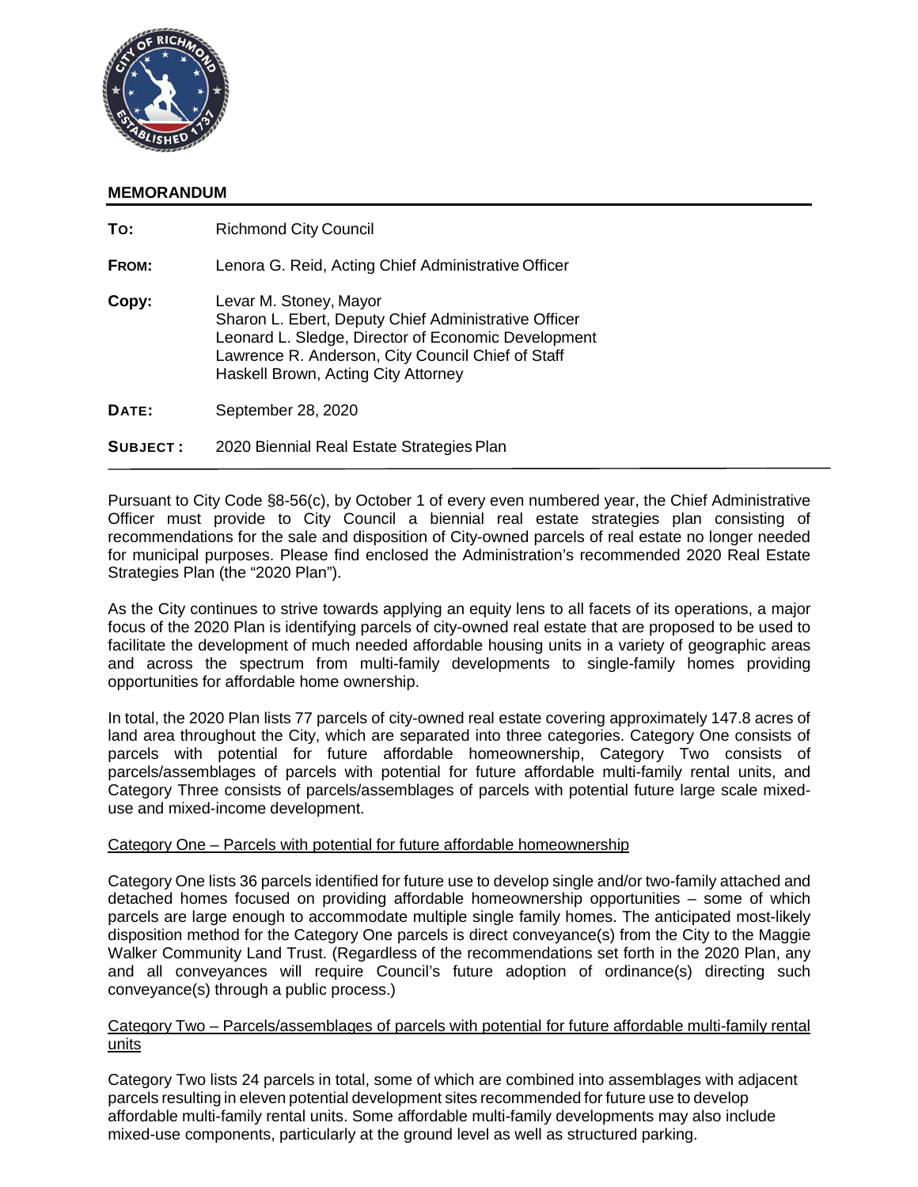# MEMORANDUM

| | |
|---|---|
| **TO:** | Richmond City Council |
| **FROM:** | Lenora G. Reid, Acting Chief Administrative Officer |
| **Copy:** | Levar M. Stoney, Mayor<br>Sharon L. Ebert, Deputy Chief Administrative Officer<br>Leonard L. Sledge, Director of Economic Development<br>Lawrence R. Anderson, City Council Chief of Staff<br>Haskell Brown, Acting City Attorney |
| **DATE:** | September 28, 2020 |
| **SUBJECT:** | 2020 Biennial Real Estate Strategies Plan |

Pursuant to City Code §8-56(c), by October 1 of every even numbered year, the Chief Administrative Officer must provide to City Council a biennial real estate strategies plan consisting of recommendations for the sale and disposition of City-owned parcels of real estate no longer needed for municipal purposes. Please find enclosed the Administration's recommended 2020 Real Estate Strategies Plan (the "2020 Plan").

As the City continues to strive towards applying an equity lens to all facets of its operations, a major focus of the 2020 Plan is identifying parcels of city-owned real estate that are proposed to be used to facilitate the development of much needed affordable housing units in a variety of geographic areas and across the spectrum from multi-family developments to single-family homes providing opportunities for affordable home ownership.

In total, the 2020 Plan lists 77 parcels of city-owned real estate covering approximately 147.8 acres of land area throughout the City, which are separated into three categories. Category One consists of parcels with potential for future affordable homeownership, Category Two consists of parcels/assemblages of parcels with potential for future affordable multi-family rental units, and Category Three consists of parcels/assemblages of parcels with potential future large scale mixed-use and mixed-income development.

## Category One – Parcels with potential for future affordable homeownership

Category One lists 36 parcels identified for future use to develop single and/or two-family attached and detached homes focused on providing affordable homeownership opportunities – some of which parcels are large enough to accommodate multiple single family homes. The anticipated most-likely disposition method for the Category One parcels is direct conveyance(s) from the City to the Maggie Walker Community Land Trust. (Regardless of the recommendations set forth in the 2020 Plan, any and all conveyances will require Council's future adoption of ordinance(s) directing such conveyance(s) through a public process.)

## Category Two – Parcels/assemblages of parcels with potential for future affordable multi-family rental units

Category Two lists 24 parcels in total, some of which are combined into assemblages with adjacent parcels resulting in eleven potential development sites recommended for future use to develop affordable multi-family rental units. Some affordable multi-family developments may also include mixed-use components, particularly at the ground level as well as structured parking.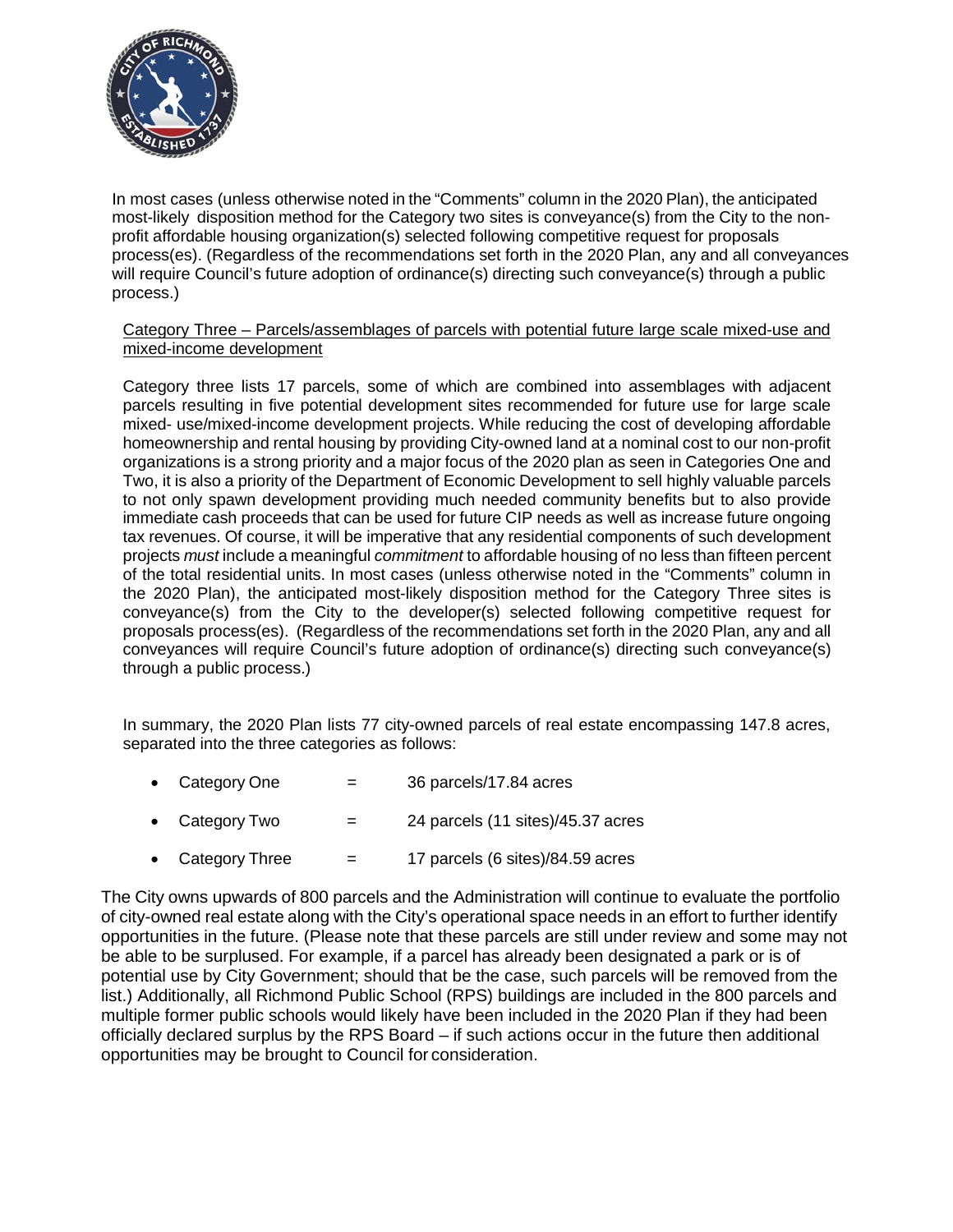In most cases (unless otherwise noted in the "Comments" column in the 2020 Plan), the anticipated most-likely disposition method for the Category two sites is conveyance(s) from the City to the non-profit affordable housing organization(s) selected following competitive request for proposals process(es). (Regardless of the recommendations set forth in the 2020 Plan, any and all conveyances will require Council's future adoption of ordinance(s) directing such conveyance(s) through a public process.)

<u>Category Three – Parcels/assemblages of parcels with potential future large scale mixed-use and mixed-income development</u>

Category three lists 17 parcels, some of which are combined into assemblages with adjacent parcels resulting in five potential development sites recommended for future use for large scale mixed- use/mixed-income development projects. While reducing the cost of developing affordable homeownership and rental housing by providing City-owned land at a nominal cost to our non-profit organizations is a strong priority and a major focus of the 2020 plan as seen in Categories One and Two, it is also a priority of the Department of Economic Development to sell highly valuable parcels to not only spawn development providing much needed community benefits but to also provide immediate cash proceeds that can be used for future CIP needs as well as increase future ongoing tax revenues. Of course, it will be imperative that any residential components of such development projects *must* include a meaningful *commitment* to affordable housing of no less than fifteen percent of the total residential units. In most cases (unless otherwise noted in the "Comments" column in the 2020 Plan), the anticipated most-likely disposition method for the Category Three sites is conveyance(s) from the City to the developer(s) selected following competitive request for proposals process(es). (Regardless of the recommendations set forth in the 2020 Plan, any and all conveyances will require Council's future adoption of ordinance(s) directing such conveyance(s) through a public process.)

In summary, the 2020 Plan lists 77 city-owned parcels of real estate encompassing 147.8 acres, separated into the three categories as follows:

- Category One = 36 parcels/17.84 acres
- Category Two = 24 parcels (11 sites)/45.37 acres
- Category Three = 17 parcels (6 sites)/84.59 acres

The City owns upwards of 800 parcels and the Administration will continue to evaluate the portfolio of city-owned real estate along with the City's operational space needs in an effort to further identify opportunities in the future. (Please note that these parcels are still under review and some may not be able to be surplused. For example, if a parcel has already been designated a park or is of potential use by City Government; should that be the case, such parcels will be removed from the list.) Additionally, all Richmond Public School (RPS) buildings are included in the 800 parcels and multiple former public schools would likely have been included in the 2020 Plan if they had been officially declared surplus by the RPS Board – if such actions occur in the future then additional opportunities may be brought to Council for consideration.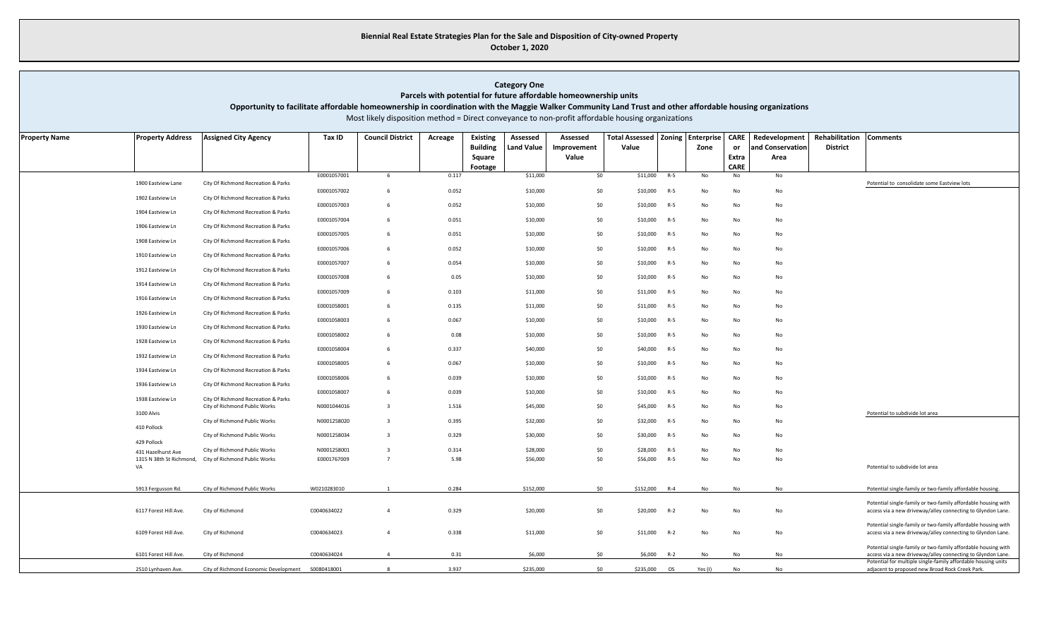# Biennial Real Estate Strategies Plan for the Sale and Disposition of City-owned Property

October 1, 2020

## Category One

**Parcels with potential for future affordable homeownership units**

**Opportunity to facilitate affordable homeownership in coordination with the Maggie Walker Community Land Trust and other affordable housing organizations**

Most likely disposition method = Direct conveyance to non-profit affordable housing organizations

| Property Name | Property Address | Assigned City Agency | Tax ID | Council District | Acreage | Existing Building Square Footage | Assessed Land Value | Assessed Improvement Value | Total Assessed Value | Zoning | Enterprise Zone | CARE or Extra CARE | Redevelopment and Conservation Area | Rehabilitation District | Comments |
|---|---|---|---|---|---|---|---|---|---|---|---|---|---|---|---|
| | 1900 Eastview Lane | City Of Richmond Recreation & Parks | E0001057001 | 6 | 0.117 | | $11,000 | $0 | $11,000 | R-5 | No | No | No | | Potential to consolidate some Eastview lots |
| | 1902 Eastview Ln | City Of Richmond Recreation & Parks | E0001057002 | 6 | 0.052 | | $10,000 | $0 | $10,000 | R-5 | No | No | No | | |
| | 1904 Eastview Ln | City Of Richmond Recreation & Parks | E0001057003 | 6 | 0.052 | | $10,000 | $0 | $10,000 | R-5 | No | No | No | | |
| | 1906 Eastview Ln | City Of Richmond Recreation & Parks | E0001057004 | 6 | 0.051 | | $10,000 | $0 | $10,000 | R-5 | No | No | No | | |
| | 1908 Eastview Ln | City Of Richmond Recreation & Parks | E0001057005 | 6 | 0.051 | | $10,000 | $0 | $10,000 | R-5 | No | No | No | | |
| | 1910 Eastview Ln | City Of Richmond Recreation & Parks | E0001057006 | 6 | 0.052 | | $10,000 | $0 | $10,000 | R-5 | No | No | No | | |
| | 1912 Eastview Ln | City Of Richmond Recreation & Parks | E0001057007 | 6 | 0.054 | | $10,000 | $0 | $10,000 | R-5 | No | No | No | | |
| | 1914 Eastview Ln | City Of Richmond Recreation & Parks | E0001057008 | 6 | 0.05 | | $10,000 | $0 | $10,000 | R-5 | No | No | No | | |
| | 1916 Eastview Ln | City Of Richmond Recreation & Parks | E0001057009 | 6 | 0.103 | | $11,000 | $0 | $11,000 | R-5 | No | No | No | | |
| | 1926 Eastview Ln | City Of Richmond Recreation & Parks | E0001058001 | 6 | 0.135 | | $11,000 | $0 | $11,000 | R-5 | No | No | No | | |
| | 1930 Eastview Ln | City Of Richmond Recreation & Parks | E0001058003 | 6 | 0.067 | | $10,000 | $0 | $10,000 | R-5 | No | No | No | | |
| | 1928 Eastview Ln | City Of Richmond Recreation & Parks | E0001058002 | 6 | 0.08 | | $10,000 | $0 | $10,000 | R-5 | No | No | No | | |
| | 1932 Eastview Ln | City Of Richmond Recreation & Parks | E0001058004 | 6 | 0.337 | | $40,000 | $0 | $40,000 | R-5 | No | No | No | | |
| | 1934 Eastview Ln | City Of Richmond Recreation & Parks | E0001058005 | 6 | 0.067 | | $10,000 | $0 | $10,000 | R-5 | No | No | No | | |
| | 1936 Eastview Ln | City Of Richmond Recreation & Parks | E0001058006 | 6 | 0.039 | | $10,000 | $0 | $10,000 | R-5 | No | No | No | | |
| | 1938 Eastview Ln | City Of Richmond Recreation & Parks | E0001058007 | 6 | 0.039 | | $10,000 | $0 | $10,000 | R-5 | No | No | No | | |
| | 3100 Alvis | City of Richmond Public Works | N0001044016 | 3 | 1.516 | | $45,000 | $0 | $45,000 | R-5 | No | No | No | | Potential to subdivide lot area |
| | 410 Pollock | City of Richmond Public Works | N0001258020 | 3 | 0.395 | | $32,000 | $0 | $32,000 | R-5 | No | No | No | | |
| | 429 Pollock | City of Richmond Public Works | N0001258034 | 3 | 0.329 | | $30,000 | $0 | $30,000 | R-5 | No | No | No | | |
| | 431 Hazelhurst Ave | City of Richmond Public Works | N0001258001 | 3 | 0.314 | | $28,000 | $0 | $28,000 | R-5 | No | No | No | | |
| | 1315 N 38th St Richmond, VA | City of Richmond Public Works | E0001767009 | 7 | 5.98 | | $56,000 | $0 | $56,000 | R-5 | No | No | No | | Potential to subdivide lot area |
| | 5913 Fergusson Rd. | City of Richmond Public Works | W0210283010 | 1 | 0.284 | | $152,000 | $0 | $152,000 | R-4 | No | No | No | | Potential single-family or two-family affordable housing. |
| | 6117 Forest Hill Ave. | City of Richmond | C0040634022 | 4 | 0.329 | | $20,000 | $0 | $20,000 | R-2 | No | No | No | | Potential single-family or two-family affordable housing with access via a new driveway/alley connecting to Glyndon Lane. |
| | 6109 Forest Hill Ave. | City of Richmond | C0040634023 | 4 | 0.338 | | $11,000 | $0 | $11,000 | R-2 | No | No | No | | Potential single-family or two-family affordable housing with access via a new driveway/alley connecting to Glyndon Lane. |
| | 6101 Forest Hill Ave. | City of Richmond | C0040634024 | 4 | 0.31 | | $6,000 | $0 | $6,000 | R-2 | No | No | No | | Potential single-family or two-family affordable housing with access via a new driveway/alley connecting to Glyndon Lane. |
| | 2510 Lynhaven Ave. | City of Richmond Economic Development | S0080418001 | 8 | 3.937 | | $235,000 | $0 | $235,000 | OS | Yes (I) | No | No | | Potential for multiple single-family affordable housing units adjacent to proposed new Broad Rock Creek Park. |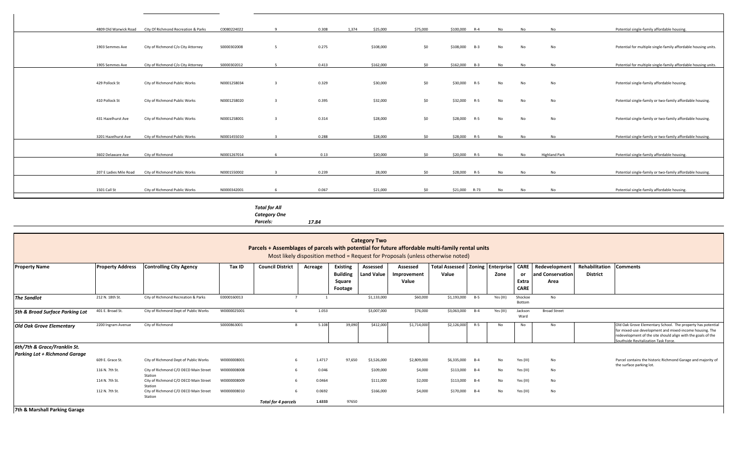| | Property Address | Controlling City Agency | Tax ID | Council District | Acreage | Existing Building Square Footage | Assessed Land Value | Assessed Improvement Value | Total Assessed Value | Zoning | Enterprise Zone | CARE or Extra CARE | Redevelopment and Conservation Area | Rehabilitation District | Comments |
|---|---|---|---|---|---|---|---|---|---|---|---|---|---|---|---|
| | 4809 Old Warwick Road | City Of Richmond Recreation & Parks | C0080224022 | 9 | 0.308 | 1,374 | $25,000 | $75,000 | $100,000 | R-4 | No | No | No | | Potential single-family affordable housing. |
| | 1903 Semmes Ave | City of Richmond C/o City Attorney | S0000302008 | 5 | 0.275 | | $108,000 | $0 | $108,000 | B-3 | No | No | No | | Potential for multiple single-family affordable housing units. |
| | 1905 Semmes Ave | City of Richmond C/o City Attorney | S0000302012 | 5 | 0.413 | | $162,000 | $0 | $162,000 | B-3 | No | No | No | | Potential for multiple single-family affordable housing units. |
| | 429 Pollock St | City of Richmond Public Works | N0001258034 | 3 | 0.329 | | $30,000 | $0 | $30,000 | R-5 | No | No | No | | Potential single-family affordable housing. |
| | 410 Pollock St | City of Richmond Public Works | N0001258020 | 3 | 0.395 | | $32,000 | $0 | $32,000 | R-5 | No | No | No | | Potential single-family or two-family affordable housing. |
| | 431 Hazelhurst Ave | City of Richmond Public Works | N0001258001 | 3 | 0.314 | | $28,000 | $0 | $28,000 | R-5 | No | No | No | | Potential single-family or two-family affordable housing. |
| | 3201 Hazelhurst Ave | City of Richmond Public Works | N0001455010 | 3 | 0.288 | | $28,000 | $0 | $28,000 | R-5 | No | No | No | | Potential single-family or two-family affordable housing. |
| | 3602 Delaware Ave | City of Richmond | N0001267014 | 6 | 0.13 | | $20,000 | $0 | $20,000 | R-5 | No | No | Highland Park | | Potential single-family affordable housing. |
| | 207 E Ladies Mile Road | City of Richmond Public Works | N0001550002 | 3 | 0.239 | | 28,000 | $0 | $28,000 | R-5 | No | No | No | | Potential single-family or two-family affordable housing. |
| | 1501 Call St | City of Richmond Public Works | N0000342001 | 6 | 0.067 | | $21,000 | $0 | $21,000 | R-73 | No | No | No | | Potential single-family affordable housing. |
| | | | | ***Total for All Category One Parcels:*** | ***17.84*** | | | | | | | | | | |

## Category Two

**Parcels + Assemblages of parcels with potential for future affordable multi-family rental units**

Most likely disposition method = Request for Proposals (unless otherwise noted)

| Property Name | Property Address | Controlling City Agency | Tax ID | Council District | Acreage | Existing Building Square Footage | Assessed Land Value | Assessed Improvement Value | Total Assessed Value | Zoning | Enterprise Zone | CARE or Extra CARE | Redevelopment and Conservation Area | Rehabilitation District | Comments |
|---|---|---|---|---|---|---|---|---|---|---|---|---|---|---|---|
| ***The Sandlot*** | 212 N. 18th St. | City of Richmond Recreation & Parks | E0000160013 | 7 | 1 | | $1,133,000 | $60,000 | $1,193,000 | B-5 | Yes (III) | Shockoe Bottom | No | | |
| ***5th & Broad Surface Parking Lot*** | 401 E. Broad St. | City of Richmond Dept of Public Works | W0000025001 | 6 | 1.053 | | $3,007,000 | $76,000 | $3,063,000 | B-4 | Yes (III) | Jackson Ward | Broad Street | | |
| ***Old Oak Grove Elementary*** | 2200 Ingram Avenue | City of Richmond | S0000863001 | 8 | 5.108 | 39,090 | $412,000 | $1,714,000 | $2,126,000 | R-5 | No | No | No | | Old Oak Grove Elementary School. The property has potential for mixed-use development and mixed-income housing. The redevelopment of the site should align with the goals of the Southside Revitalization Task Force. |
| ***6th/7th & Grace/Franklin St. Parking Lot + Richmond Garage*** | | | | | | | | | | | | | | | |
| | 609 E. Grace St. | City of Richmond Dept of Public Works | W0000008001 | 6 | 1.4717 | 97,650 | $3,526,000 | $2,809,000 | $6,335,000 | B-4 | No | Yes (III) | No | | Parcel contains the historic Richmond Garage and majority of the surface parking lot. |
| | 116 N. 7th St. | City of Richmond C/O DECD Main Street Station | W0000008008 | 6 | 0.046 | | $109,000 | $4,000 | $113,000 | B-4 | No | Yes (III) | No | | |
| | 114 N. 7th St. | City of Richmond C/O DECD Main Street Station | W0000008009 | 6 | 0.0464 | | $111,000 | $2,000 | $113,000 | B-4 | No | Yes (III) | No | | |
| | 112 N. 7th St. | City of Richmond C/O DECD Main Street Station | W0000008010 | 6 | 0.0692 | | $166,000 | $4,000 | $170,000 | B-4 | No | Yes (III) | No | | |
| | | | | ***Total for 4 parcels*** | **1.6333** | 97650 | | | | | | | | | |
| ***7th & Marshall Parking Garage*** | | | | | | | | | | | | | | | |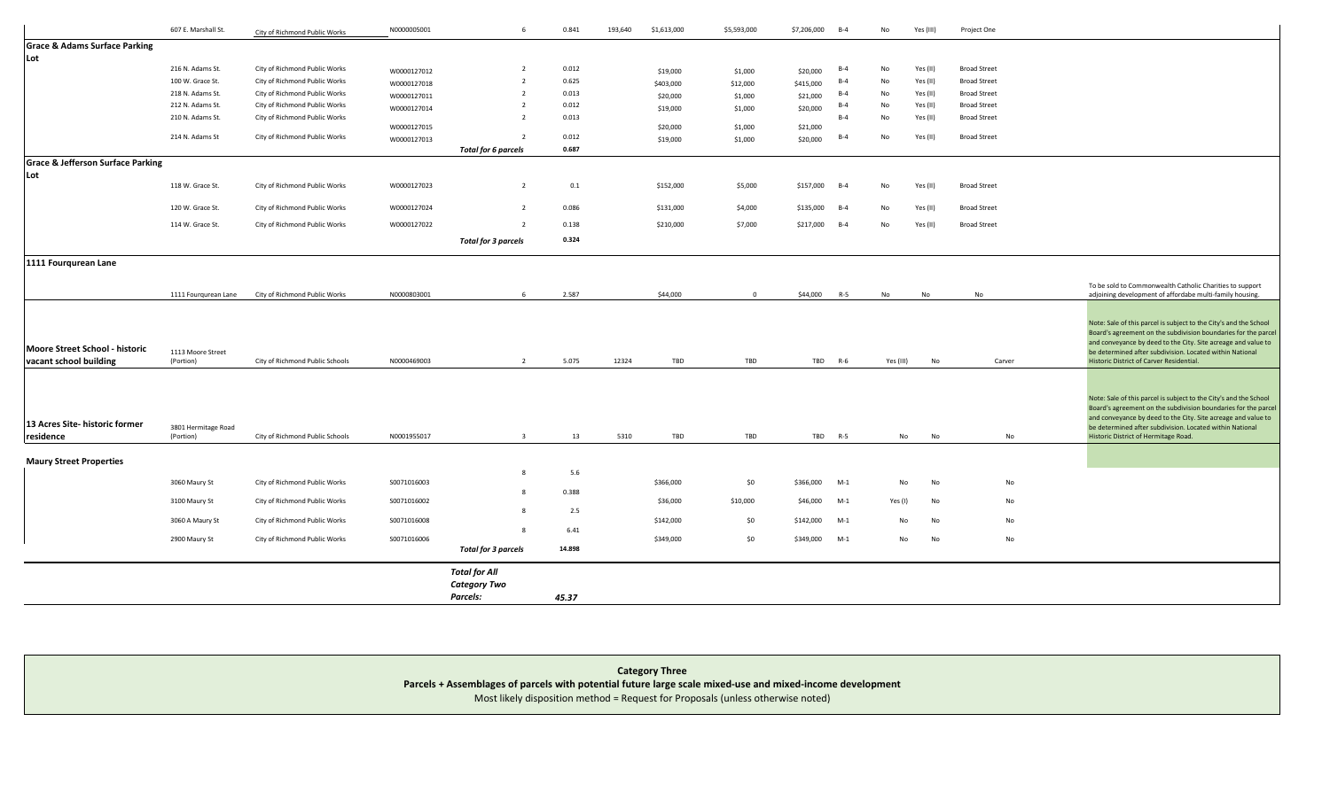| | | | | | | | | | | | | | | |
|---|---|---|---|---|---|---|---|---|---|---|---|---|---|---|
| | 607 E. Marshall St. | City of Richmond Public Works | N0000005001 | 6 | 0.841 | 193,640 | $1,613,000 | $5,593,000 | $7,206,000 | B-4 | No | Yes (III) | Project One | |
| **Grace & Adams Surface Parking Lot** | | | | | | | | | | | | | | |
| | 216 N. Adams St. | City of Richmond Public Works | W0000127012 | 2 | 0.012 | | $19,000 | $1,000 | $20,000 | B-4 | No | Yes (II) | Broad Street | |
| | 100 W. Grace St. | City of Richmond Public Works | W0000127018 | 2 | 0.625 | | $403,000 | $12,000 | $415,000 | B-4 | No | Yes (II) | Broad Street | |
| | 218 N. Adams St. | City of Richmond Public Works | W0000127011 | 2 | 0.013 | | $20,000 | $1,000 | $21,000 | B-4 | No | Yes (II) | Broad Street | |
| | 212 N. Adams St. | City of Richmond Public Works | W0000127014 | 2 | 0.012 | | $19,000 | $1,000 | $20,000 | B-4 | No | Yes (II) | Broad Street | |
| | 210 N. Adams St. | City of Richmond Public Works | W0000127015 | 2 | 0.013 | | $20,000 | $1,000 | $21,000 | B-4 | No | Yes (II) | Broad Street | |
| | 214 N. Adams St | City of Richmond Public Works | W0000127013 | 2 | 0.012 | | $19,000 | $1,000 | $20,000 | B-4 | No | Yes (II) | Broad Street | |
| | | | | *Total for 6 parcels* | 0.687 | | | | | | | | | |
| **Grace & Jefferson Surface Parking Lot** | | | | | | | | | | | | | | |
| | 118 W. Grace St. | City of Richmond Public Works | W0000127023 | 2 | 0.1 | | $152,000 | $5,000 | $157,000 | B-4 | No | Yes (II) | Broad Street | |
| | 120 W. Grace St. | City of Richmond Public Works | W0000127024 | 2 | 0.086 | | $131,000 | $4,000 | $135,000 | B-4 | No | Yes (II) | Broad Street | |
| | 114 W. Grace St. | City of Richmond Public Works | W0000127022 | 2 | 0.138 | | $210,000 | $7,000 | $217,000 | B-4 | No | Yes (II) | Broad Street | |
| | | | | *Total for 3 parcels* | 0.324 | | | | | | | | | |
| **1111 Fourqurean Lane** | | | | | | | | | | | | | | |
| | 1111 Fourqurean Lane | City of Richmond Public Works | N0000803001 | 6 | 2.587 | | $44,000 | 0 | $44,000 | R-5 | No | No | No | To be sold to Commonwealth Catholic Charities to support adjoining development of affordabe multi-family housing. |
| **Moore Street School - historic vacant school building** | 1113 Moore Street (Portion) | City of Richmond Public Schools | N0000469003 | 2 | 5.075 | 12324 | TBD | TBD | TBD | R-6 | Yes (III) | No | Carver | Note: Sale of this parcel is subject to the City's and the School Board's agreement on the subdivision boundaries for the parcel and conveyance by deed to the City. Site acreage and value to be determined after subdivision. Located within National Historic District of Carver Residential. |
| **13 Acres Site- historic former residence** | 3801 Hermitage Road (Portion) | City of Richmond Public Schools | N0001955017 | 3 | 13 | 5310 | TBD | TBD | TBD | R-5 | No | No | No | Note: Sale of this parcel is subject to the City's and the School Board's agreement on the subdivision boundaries for the parcel and conveyance by deed to the City. Site acreage and value to be determined after subdivision. Located within National Historic District of Hermitage Road. |
| **Maury Street Properties** | | | | | | | | | | | | | | |
| | 3060 Maury St | City of Richmond Public Works | S0071016003 | 8 | 5.6 | | $366,000 | $0 | $366,000 | M-1 | No | No | No | |
| | 3100 Maury St | City of Richmond Public Works | S0071016002 | 8 | 0.388 | | $36,000 | $10,000 | $46,000 | M-1 | Yes (I) | No | No | |
| | 3060 A Maury St | City of Richmond Public Works | S0071016008 | 8 | 2.5 | | $142,000 | $0 | $142,000 | M-1 | No | No | No | |
| | 2900 Maury St | City of Richmond Public Works | S0071016006 | 8 | 6.41 | | $349,000 | $0 | $349,000 | M-1 | No | No | No | |
| | | | | *Total for 3 parcels* | 14.898 | | | | | | | | | |
| | | | | ***Total for All Category Two Parcels:*** | ***45.37*** | | | | | | | | | |

**Category Three**

**Parcels + Assemblages of parcels with potential future large scale mixed-use and mixed-income development**

Most likely disposition method = Request for Proposals (unless otherwise noted)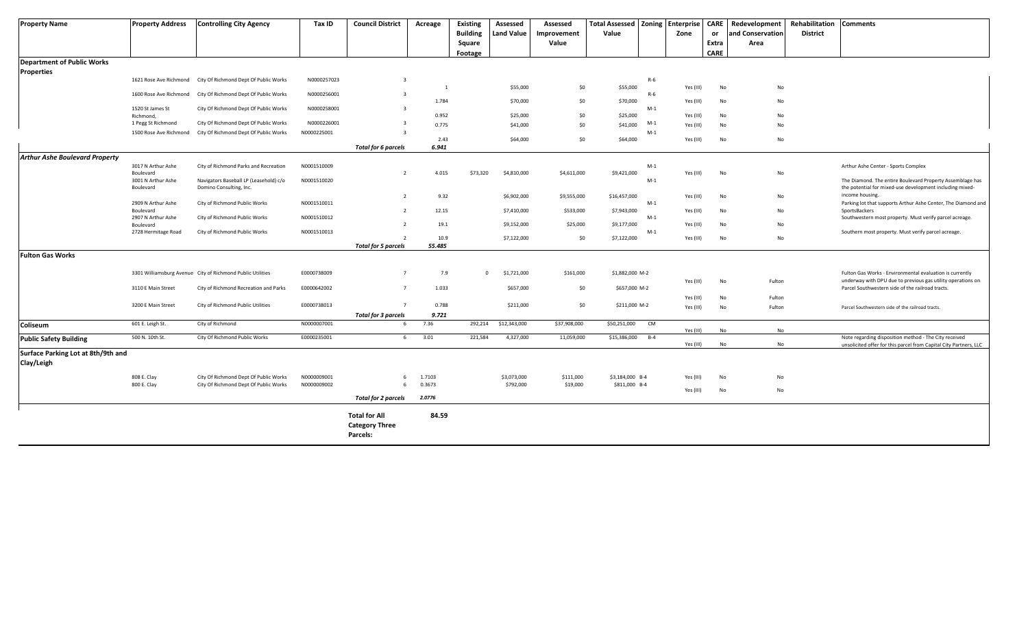| Property Name | Property Address | Controlling City Agency | Tax ID | Council District | Acreage | Existing Building Square Footage | Assessed Land Value | Assessed Improvement Value | Total Assessed Value | Zoning | Enterprise Zone | CARE or Extra CARE | Redevelopment and Conservation Area | Rehabilitation District | Comments |
|---|---|---|---|---|---|---|---|---|---|---|---|---|---|---|---|
| **Department of Public Works Properties** | | | | | | | | | | | | | | | |
| | 1621 Rose Ave Richmond | City Of Richmond Dept Of Public Works | N0000257023 | 3 | 1 | | $55,000 | $0 | $55,000 | R-6 | Yes (III) | No | No | | |
| | 1600 Rose Ave Richmond | City Of Richmond Dept Of Public Works | N0000256001 | 3 | 1.784 | | $70,000 | $0 | $70,000 | R-6 | Yes (III) | No | No | | |
| | 1520 St James St Richmond, | City Of Richmond Dept Of Public Works | N0000258001 | 3 | 0.952 | | $25,000 | $0 | $25,000 | M-1 | Yes (III) | No | No | | |
| | 1 Pegg St Richmond | City Of Richmond Dept Of Public Works | N0000226001 | 3 | 0.775 | | $41,000 | $0 | $41,000 | M-1 | Yes (III) | No | No | | |
| | 1500 Rose Ave Richmond | City Of Richmond Dept Of Public Works | N0000225001 | 3 | 2.43 | | $64,000 | $0 | $64,000 | M-1 | Yes (III) | No | No | | |
| | | | | *Total for 6 parcels* | *6.941* | | | | | | | | | | |
| ***Arthur Ashe Boulevard Property*** | | | | | | | | | | | | | | | |
| | 3017 N Arthur Ashe Boulevard | City of Richmond Parks and Recreation | N0001510009 | 2 | 4.015 | $73,320 | $4,810,000 | $4,611,000 | $9,421,000 | M-1 | Yes (III) | No | No | | Arthur Ashe Center - Sports Complex |
| | 3001 N Arthur Ashe Boulevard | Navigators Baseball LP (Leasehold) c/o Domino Consulting, Inc. | N0001510020 | 2 | 9.32 | | $6,902,000 | $9,555,000 | $16,457,000 | M-1 | Yes (III) | No | No | | The Diamond. The entire Boulevard Property Assemblage has the potential for mixed-use development including mixed-income housing. |
| | 2909 N Arthur Ashe Boulevard | City of Richmond Public Works | N0001510011 | 2 | 12.15 | | $7,410,000 | $533,000 | $7,943,000 | M-1 | Yes (III) | No | No | | Parking lot that supports Arthur Ashe Center, The Diamond and SportsBackers |
| | 2907 N Arthur Ashe Boulevard | City of Richmond Public Works | N0001510012 | 2 | 19.1 | | $9,152,000 | $25,000 | $9,177,000 | M-1 | Yes (III) | No | No | | Southwestern most property. Must verify parcel acreage. |
| | 2728 Hermitage Road | City of Richmond Public Works | N0001510013 | 2 | 10.9 | | $7,122,000 | $0 | $7,122,000 | M-1 | Yes (III) | No | No | | Southern most property. Must verify parcel acreage. |
| | | | | *Total for 5 parcels* | *55.485* | | | | | | | | | | |
| **Fulton Gas Works** | | | | | | | | | | | | | | | |
| | 3301 Williamsburg Avenue | City of Richmond Public Utilities | E0000738009 | 7 | 7.9 | 0 | $1,721,000 | $161,000 | $1,882,000 | M-2 | Yes (III) | No | Fulton | | Fulton Gas Works - Environmental evaluation is currently underway with DPU due to previous gas utility operations on Parcel Southwestern side of the railroad tracts. |
| | 3110 E Main Street | City of Richmond Recreation and Parks | E0000642002 | 7 | 1.033 | | $657,000 | $0 | $657,000 | M-2 | Yes (III) | No | Fulton | | |
| | 3200 E Main Street | City of Richmond Public Utilities | E0000738013 | 7 | 0.788 | | $211,000 | $0 | $211,000 | M-2 | Yes (III) | No | Fulton | | Parcel Southwestern side of the railroad tracts. |
| | | | | *Total for 3 parcels* | *9.721* | | | | | | | | | | |
| **Coliseum** | 601 E. Leigh St. | City of Richmond | N0000007001 | 6 | 7.36 | 292,214 | $12,343,000 | $37,908,000 | $50,251,000 | CM | Yes (III) | No | No | | |
| **Public Safety Building** | 500 N. 10th St. | City Of Richmond Public Works | E0000235001 | 6 | 3.01 | 221,584 | 4,327,000 | 11,059,000 | $15,386,000 | B-4 | Yes (III) | No | No | | Note regarding disposition method - The City received unsolicited offer for this parcel from Capital City Partners, LLC |
| **Surface Parking Lot at 8th/9th and Clay/Leigh** | | | | | | | | | | | | | | | |
| | 808 E. Clay | City Of Richmond Dept Of Public Works | N0000009001 | 6 | 1.7103 | | $3,073,000 | $111,000 | $3,184,000 | B-4 | Yes (III) | No | No | | |
| | 800 E. Clay | City Of Richmond Dept Of Public Works | N0000009002 | 6 | 0.3673 | | $792,000 | $19,000 | $811,000 | B-4 | Yes (III) | No | No | | |
| | | | | *Total for 2 parcels* | *2.0776* | | | | | | | | | | |
| | | | | **Total for All Category Three Parcels:** | **84.59** | | | | | | | | | | |